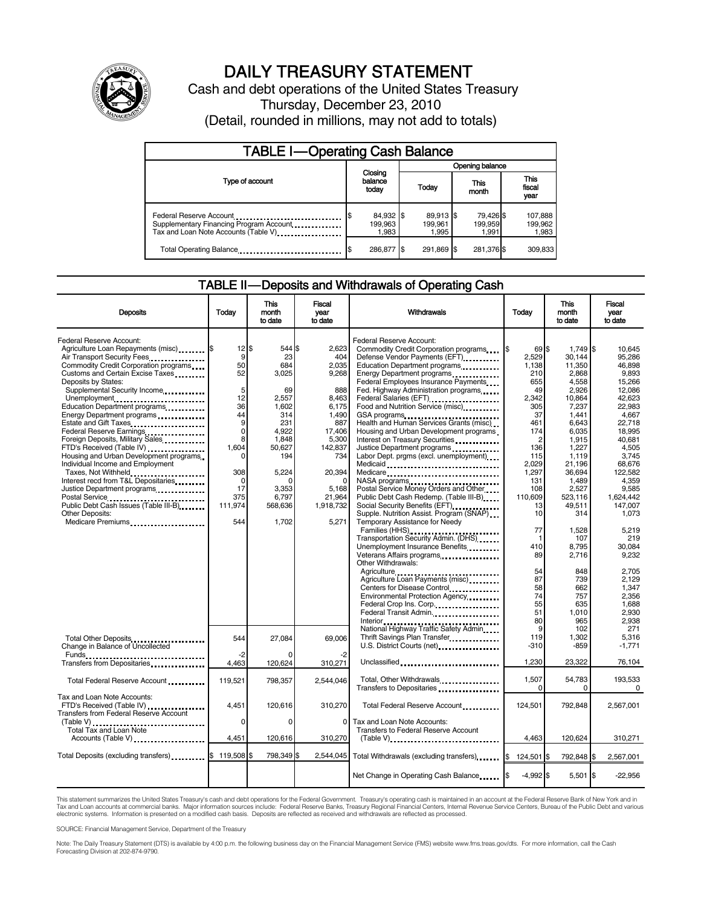# DAILY TREASURY STATEMENT

Cash and debt operations of the United States Treasury

Thursday, December 23, 2010

(Detail, rounded in millions, may not add to totals)

## TABLE I—Operating Cash Balance

| Type of account | Closing balance today | Opening balance Today | Opening balance This month | Opening balance This fiscal year |
|---|---|---|---|---|
| Federal Reserve Account | $ 84,932 | $ 89,913 | $ 79,426 | $ 107,888 |
| Supplementary Financing Program Account | 199,963 | 199,961 | 199,959 | 199,962 |
| Tax and Loan Note Accounts (Table V) | 1,983 | 1,995 | 1,991 | 1,983 |
| Total Operating Balance | $ 286,877 | $ 291,869 | $ 281,376 | $ 309,833 |

## TABLE II—Deposits and Withdrawals of Operating Cash

| Deposits | Today | This month to date | Fiscal year to date |
|---|---|---|---|
| Federal Reserve Account: | | | |
| Agriculture Loan Repayments (misc) | $ 12 | $ 544 | $ 2,623 |
| Air Transport Security Fees | 9 | 23 | 404 |
| Commodity Credit Corporation programs | 50 | 684 | 2,035 |
| Customs and Certain Excise Taxes | 52 | 3,025 | 9,268 |
| Deposits by States: | | | |
| Supplemental Security Income | 5 | 69 | 888 |
| Unemployment | 12 | 2,557 | 8,463 |
| Education Department programs | 36 | 1,602 | 6,175 |
| Energy Department programs | 44 | 314 | 1,490 |
| Estate and Gift Taxes | 9 | 231 | 887 |
| Federal Reserve Earnings | 0 | 4,922 | 17,406 |
| Foreign Deposits, Military Sales | 8 | 1,848 | 5,300 |
| FTD's Received (Table IV) | 1,604 | 50,627 | 142,837 |
| Housing and Urban Development programs | 0 | 194 | 734 |
| Individual Income and Employment Taxes, Not Withheld | 308 | 5,224 | 20,394 |
| Interest recd from T&L Depositaries | 0 | 0 | 0 |
| Justice Department programs | 17 | 3,353 | 5,168 |
| Postal Service | 375 | 6,797 | 21,964 |
| Public Debt Cash Issues (Table III-B) | 111,974 | 568,636 | 1,918,732 |
| Other Deposits: | | | |
| Medicare Premiums | 544 | 1,702 | 5,271 |
| Total Other Deposits | 544 | 27,084 | 69,006 |
| Change in Balance of Uncollected Funds | -2 | 0 | -2 |
| Transfers from Depositaries | 4,463 | 120,624 | 310,271 |
| Total Federal Reserve Account | 119,521 | 798,357 | 2,544,046 |
| Tax and Loan Note Accounts: | | | |
| FTD's Received (Table IV) | 4,451 | 120,616 | 310,270 |
| Transfers from Federal Reserve Account (Table V) | 0 | 0 | 0 |
| Total Tax and Loan Note Accounts (Table V) | 4,451 | 120,616 | 310,270 |
| Total Deposits (excluding transfers) | $ 119,508 | $ 798,349 | $ 2,544,045 |

| Withdrawals | Today | This month to date | Fiscal year to date |
|---|---|---|---|
| Federal Reserve Account: | | | |
| Commodity Credit Corporation programs | $ 69 | $ 1,749 | $ 10,645 |
| Defense Vendor Payments (EFT) | 2,529 | 30,144 | 95,286 |
| Education Department programs | 1,138 | 11,350 | 46,898 |
| Energy Department programs | 210 | 2,868 | 9,893 |
| Federal Employees Insurance Payments | 655 | 4,558 | 15,266 |
| Fed. Highway Administration programs | 49 | 2,926 | 12,086 |
| Federal Salaries (EFT) | 2,342 | 10,864 | 42,623 |
| Food and Nutrition Service (misc) | 305 | 7,237 | 22,983 |
| GSA programs | 37 | 1,441 | 4,667 |
| Health and Human Services Grants (misc) | 461 | 6,643 | 22,718 |
| Housing and Urban Development programs | 174 | 6,035 | 18,995 |
| Interest on Treasury Securities | 2 | 1,915 | 40,681 |
| Justice Department programs | 136 | 1,227 | 4,505 |
| Labor Dept. prgms (excl. unemployment) | 115 | 1,119 | 3,745 |
| Medicaid | 2,029 | 21,196 | 68,676 |
| Medicare | 1,297 | 36,694 | 122,582 |
| NASA programs | 131 | 1,489 | 4,359 |
| Postal Service Money Orders and Other | 108 | 2,527 | 9,585 |
| Public Debt Cash Redemp. (Table III-B) | 110,609 | 523,116 | 1,624,442 |
| Social Security Benefits (EFT) | 13 | 49,511 | 147,007 |
| Supple. Nutrition Assist. Program (SNAP) | 10 | 314 | 1,073 |
| Temporary Assistance for Needy Families (HHS) | 77 | 1,528 | 5,219 |
| Transportation Security Admin. (DHS) | 1 | 107 | 219 |
| Unemployment Insurance Benefits | 410 | 8,795 | 30,084 |
| Veterans Affairs programs | 89 | 2,716 | 9,232 |
| Other Withdrawals: | | | |
| Agriculture | 54 | 848 | 2,705 |
| Agriculture Loan Payments (misc) | 87 | 739 | 2,129 |
| Centers for Disease Control | 58 | 662 | 1,347 |
| Environmental Protection Agency | 74 | 757 | 2,356 |
| Federal Crop Ins. Corp. | 55 | 635 | 1,688 |
| Federal Transit Admin. | 51 | 1,010 | 2,930 |
| Interior | 80 | 965 | 2,938 |
| National Highway Traffic Safety Admin | 9 | 102 | 271 |
| Thrift Savings Plan Transfer | 119 | 1,302 | 5,316 |
| U.S. District Courts (net) | -310 | -859 | -1,771 |
| Unclassified | 1,230 | 23,322 | 76,104 |
| Total, Other Withdrawals | 1,507 | 54,783 | 193,533 |
| Transfers to Depositaries | 0 | 0 | 0 |
| Total Federal Reserve Account | 124,501 | 792,848 | 2,567,001 |
| Tax and Loan Note Accounts: | | | |
| Transfers to Federal Reserve Account (Table V) | 4,463 | 120,624 | 310,271 |
| Total Withdrawals (excluding transfers) | $ 124,501 | $ 792,848 | $ 2,567,001 |
| Net Change in Operating Cash Balance | $ -4,992 | $ 5,501 | $ -22,956 |

This statement summarizes the United States Treasury's cash and debt operations for the Federal Government. Treasury's operating cash is maintained in an account at the Federal Reserve Bank of New York and in Tax and Loan accounts at commercial banks. Major information sources include: Federal Reserve Banks, Treasury Regional Financial Centers, Internal Revenue Service Centers, Bureau of the Public Debt and various electronic systems. Information is presented on a modified cash basis. Deposits are reflected as received and withdrawals are reflected as processed.

SOURCE: Financial Management Service, Department of the Treasury

Note: The Daily Treasury Statement (DTS) is available by 4:00 p.m. the following business day on the Financial Management Service (FMS) website www.fms.treas.gov/dts. For more information, call the Cash Forecasting Division at 202-874-9790.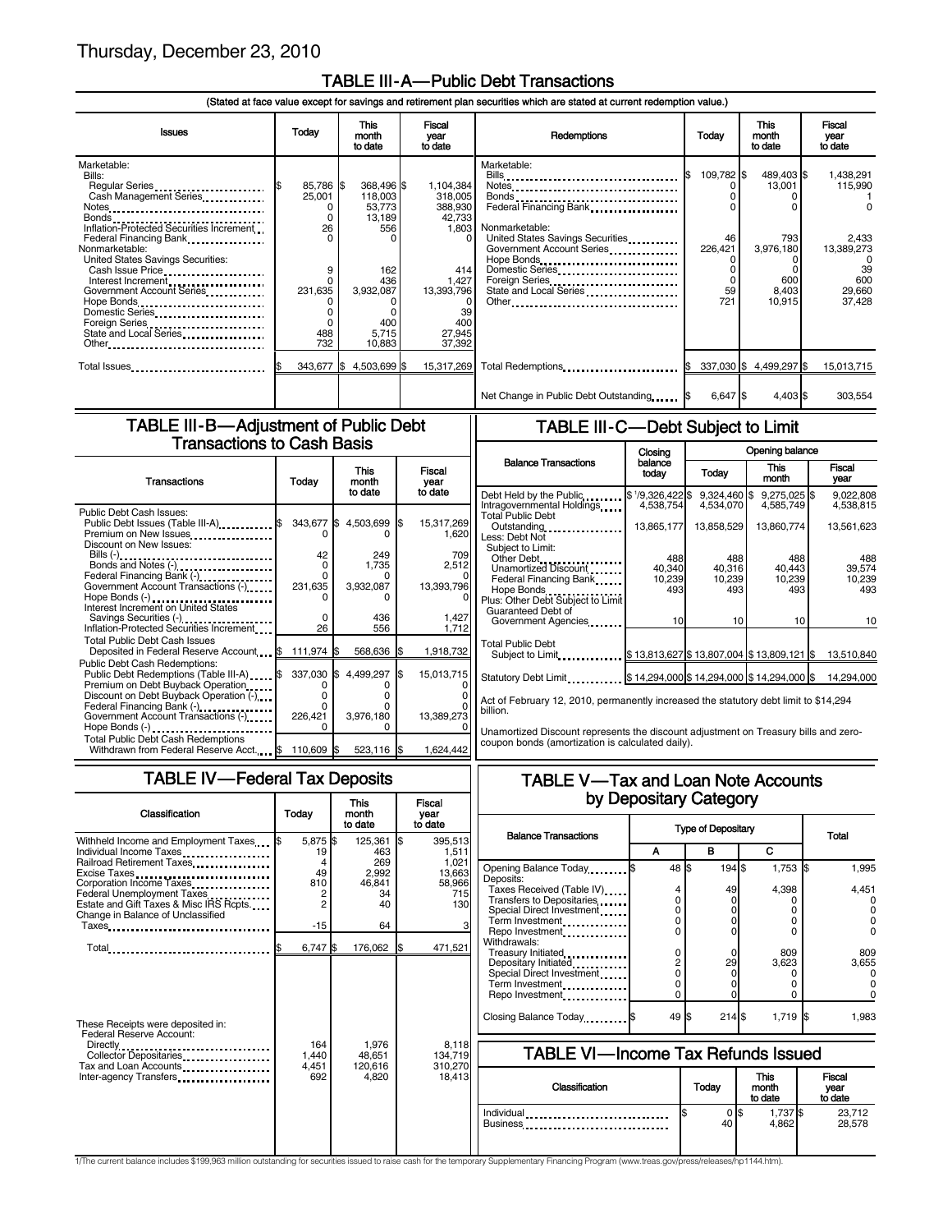Thursday, December 23, 2010

## TABLE III-A—Public Debt Transactions

(Stated at face value except for savings and retirement plan securities which are stated at current redemption value.)

| Issues | Today | This month to date | Fiscal year to date |
|---|---|---|---|
| Marketable: | | | |
| Bills: | | | |
| Regular Series | $ 85,786 | $ 368,496 | $ 1,104,384 |
| Cash Management Series | 25,001 | 118,003 | 318,005 |
| Notes | 0 | 53,773 | 388,930 |
| Bonds | 0 | 13,189 | 42,733 |
| Inflation-Protected Securities Increment | 26 | 556 | 1,803 |
| Federal Financing Bank | 0 | 0 | 0 |
| Nonmarketable: | | | |
| United States Savings Securities: | | | |
| Cash Issue Price | 9 | 162 | 414 |
| Interest Increment | 0 | 436 | 1,427 |
| Government Account Series | 231,635 | 3,932,087 | 13,393,796 |
| Hope Bonds | 0 | 0 | 0 |
| Domestic Series | 0 | 0 | 39 |
| Foreign Series | 0 | 400 | 400 |
| State and Local Series | 488 | 5,715 | 27,945 |
| Other | 732 | 10,883 | 37,392 |
| Total Issues | $ 343,677 | $ 4,503,699 | $ 15,317,269 |

| Redemptions | Today | This month to date | Fiscal year to date |
|---|---|---|---|
| Marketable: | | | |
| Bills | $ 109,782 | $ 489,403 | $ 1,438,291 |
| Notes | 0 | 13,001 | 115,990 |
| Bonds | 0 | 0 | 1 |
| Federal Financing Bank | 0 | 0 | 0 |
| Nonmarketable: | | | |
| United States Savings Securities | 46 | 793 | 2,433 |
| Government Account Series | 226,421 | 3,976,180 | 13,389,273 |
| Hope Bonds | 0 | 0 | 0 |
| Domestic Series | 0 | 0 | 39 |
| Foreign Series | 0 | 600 | 600 |
| State and Local Series | 59 | 8,403 | 29,660 |
| Other | 721 | 10,915 | 37,428 |
| Total Redemptions | $ 337,030 | $ 4,499,297 | $ 15,013,715 |
| Net Change in Public Debt Outstanding | $ 6,647 | $ 4,403 | $ 303,554 |

## TABLE III-B—Adjustment of Public Debt Transactions to Cash Basis

| Transactions | Today | This month to date | Fiscal year to date |
|---|---|---|---|
| Public Debt Cash Issues: | | | |
| Public Debt Issues (Table III-A) | $ 343,677 | $ 4,503,699 | $ 15,317,269 |
| Premium on New Issues | 0 | 0 | 1,620 |
| Discount on New Issues: | | | |
| Bills (-) | 42 | 249 | 709 |
| Bonds and Notes (-) | 0 | 1,735 | 2,512 |
| Federal Financing Bank (-) | 0 | 0 | 0 |
| Government Account Transactions (-) | 231,635 | 3,932,087 | 13,393,796 |
| Hope Bonds (-) | 0 | 0 | 0 |
| Interest Increment on United States Savings Securities (-) | 0 | 436 | 1,427 |
| Inflation-Protected Securities Increment | 26 | 556 | 1,712 |
| Total Public Debt Cash Issues Deposited in Federal Reserve Account | $ 111,974 | $ 568,636 | $ 1,918,732 |
| Public Debt Cash Redemptions: | | | |
| Public Debt Redemptions (Table III-A) | $ 337,030 | $ 4,499,297 | $ 15,013,715 |
| Premium on Debt Buyback Operation | 0 | 0 | 0 |
| Discount on Debt Buyback Operation (-) | 0 | 0 | 0 |
| Federal Financing Bank (-) | 0 | 0 | 0 |
| Government Account Transactions (-) | 226,421 | 3,976,180 | 13,389,273 |
| Hope Bonds (-) | 0 | 0 | 0 |
| Total Public Debt Cash Redemptions Withdrawn from Federal Reserve Acct. | $ 110,609 | $ 523,116 | $ 1,624,442 |

## TABLE III-C—Debt Subject to Limit

| Balance Transactions | Closing balance today | Opening balance Today | Opening balance This month | Opening balance Fiscal year |
|---|---|---|---|---|
| Debt Held by the Public | $ [1]9,326,422 | $ 9,324,460 | $ 9,275,025 | $ 9,022,808 |
| Intragovernmental Holdings | 4,538,754 | 4,534,070 | 4,585,749 | 4,538,815 |
| Total Public Debt Outstanding | 13,865,177 | 13,858,529 | 13,860,774 | 13,561,623 |
| Less: Debt Not Subject to Limit: | | | | |
| Other Debt | 488 | 488 | 488 | 488 |
| Unamortized Discount | 40,340 | 40,316 | 40,443 | 39,574 |
| Federal Financing Bank | 10,239 | 10,239 | 10,239 | 10,239 |
| Hope Bonds | 493 | 493 | 493 | 493 |
| Plus: Other Debt Subject to Limit | | | | |
| Guaranteed Debt of Government Agencies | 10 | 10 | 10 | 10 |
| Total Public Debt Subject to Limit | $ 13,813,627 | $ 13,807,004 | $ 13,809,121 | $ 13,510,840 |
| Statutory Debt Limit | $ 14,294,000 | $ 14,294,000 | $ 14,294,000 | $ 14,294,000 |

Act of February 12, 2010, permanently increased the statutory debt limit to $14,294 billion.

Unamortized Discount represents the discount adjustment on Treasury bills and zero-coupon bonds (amortization is calculated daily).

## TABLE IV—Federal Tax Deposits

| Classification | Today | This month to date | Fiscal year to date |
|---|---|---|---|
| Withheld Income and Employment Taxes | $ 5,875 | $ 125,361 | $ 395,513 |
| Individual Income Taxes | 19 | 463 | 1,511 |
| Railroad Retirement Taxes | 4 | 269 | 1,021 |
| Excise Taxes | 49 | 2,992 | 13,663 |
| Corporation Income Taxes | 810 | 46,841 | 58,966 |
| Federal Unemployment Taxes | 2 | 34 | 715 |
| Estate and Gift Taxes & Misc IRS Rcpts. | 2 | 40 | 130 |
| Change in Balance of Unclassified Taxes | -15 | 64 | 3 |
| Total | $ 6,747 | $ 176,062 | $ 471,521 |
| These Receipts were deposited in: | | | |
| Federal Reserve Account: | | | |
| Directly | 164 | 1,976 | 8,118 |
| Collector Depositaries | 1,440 | 48,651 | 134,719 |
| Tax and Loan Accounts | 4,451 | 120,616 | 310,270 |
| Inter-agency Transfers | 692 | 4,820 | 18,413 |

## TABLE V—Tax and Loan Note Accounts by Depositary Category

| Balance Transactions | Type of Depositary A | Type of Depositary B | Type of Depositary C | Total |
|---|---|---|---|---|
| Opening Balance Today | $ 48 | $ 194 | $ 1,753 | $ 1,995 |
| Deposits: | | | | |
| Taxes Received (Table IV) | 4 | 49 | 4,398 | 4,451 |
| Transfers to Depositaries | 0 | 0 | 0 | 0 |
| Special Direct Investment | 0 | 0 | 0 | 0 |
| Term Investment | 0 | 0 | 0 | 0 |
| Repo Investment | 0 | 0 | 0 | 0 |
| Withdrawals: | | | | |
| Treasury Initiated | 0 | 0 | 809 | 809 |
| Depositary Initiated | 2 | 29 | 3,623 | 3,655 |
| Special Direct Investment | 0 | 0 | 0 | 0 |
| Term Investment | 0 | 0 | 0 | 0 |
| Repo Investment | 0 | 0 | 0 | 0 |
| Closing Balance Today | $ 49 | $ 214 | $ 1,719 | $ 1,983 |

## TABLE VI—Income Tax Refunds Issued

| Classification | Today | This month to date | Fiscal year to date |
|---|---|---|---|
| Individual | $ 0 | $ 1,737 | $ 23,712 |
| Business | 40 | 4,862 | 28,578 |

1/The current balance includes $199,963 million outstanding for securities issued to raise cash for the temporary Supplementary Financing Program (www.treas.gov/press/releases/hp1144.htm).